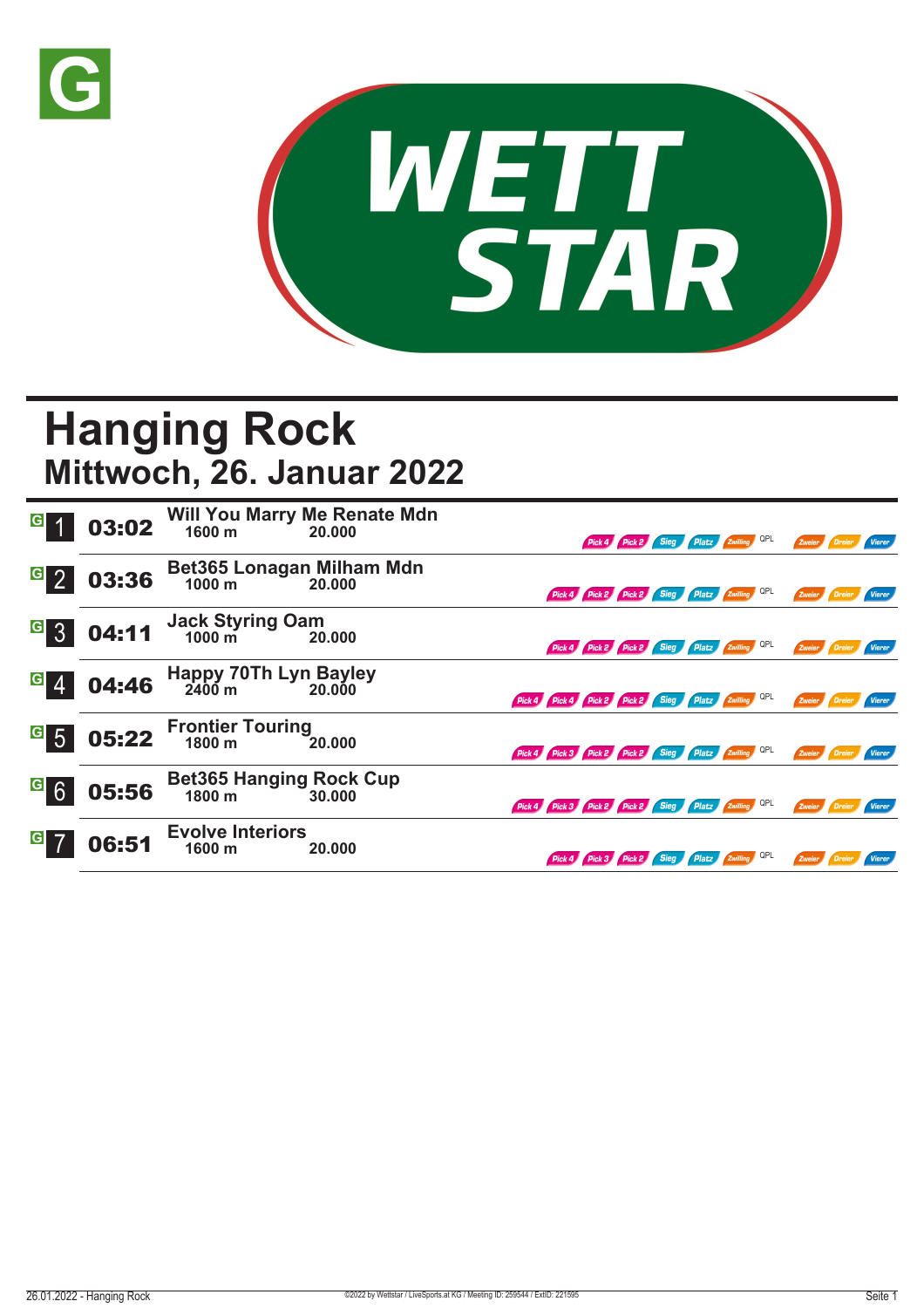# Hanging Rock

## Mittwoch, 26. Januar 2022

| Rennen | Zeit | Rennen / Distanz / Preisgeld | Wetten |
|---|---|---|---|
| G 1 | 03:02 | **Will You Marry Me Renate Mdn** 1600 m 20.000 | Pick 4, Pick 2, Sieg, Platz, Zwilling, QPL, Zweier, Dreier, Vierer |
| G 2 | 03:36 | **Bet365 Lonagan Milham Mdn** 1000 m 20.000 | Pick 4, Pick 2, Pick 2, Sieg, Platz, Zwilling, QPL, Zweier, Dreier, Vierer |
| G 3 | 04:11 | **Jack Styring Oam** 1000 m 20.000 | Pick 4, Pick 2, Pick 2, Sieg, Platz, Zwilling, QPL, Zweier, Dreier, Vierer |
| G 4 | 04:46 | **Happy 70Th Lyn Bayley** 2400 m 20.000 | Pick 4, Pick 4, Pick 2, Pick 2, Sieg, Platz, Zwilling, QPL, Zweier, Dreier, Vierer |
| G 5 | 05:22 | **Frontier Touring** 1800 m 20.000 | Pick 4, Pick 3, Pick 2, Pick 2, Sieg, Platz, Zwilling, QPL, Zweier, Dreier, Vierer |
| G 6 | 05:56 | **Bet365 Hanging Rock Cup** 1800 m 30.000 | Pick 4, Pick 3, Pick 2, Pick 2, Sieg, Platz, Zwilling, QPL, Zweier, Dreier, Vierer |
| G 7 | 06:51 | **Evolve Interiors** 1600 m 20.000 | Pick 4, Pick 3, Pick 2, Sieg, Platz, Zwilling, QPL, Zweier, Dreier, Vierer |

26.01.2022 - Hanging Rock

©2022 by Wettstar / LiveSports.at KG / Meeting ID: 259544 / ExtID: 221595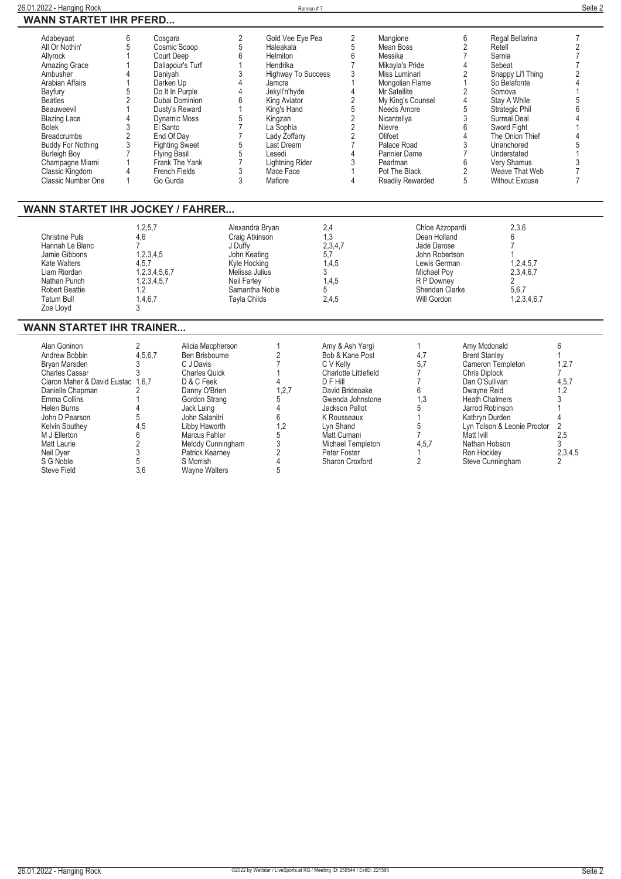## WANN STARTET IHR PFERD...

| Pferd | Rennen | Pferd | Rennen | Pferd | Rennen | Pferd | Rennen | Pferd | Rennen |
|---|---|---|---|---|---|---|---|---|---|
| Adabeyaat | 6 | Cosgara | 2 | Gold Vee Eye Pea | 2 | Mangione | 6 | Regal Bellarina | 7 |
| All Or Nothin' | 5 | Cosmic Scoop | 5 | Haleakala | 5 | Mean Boss | 2 | Retell | 2 |
| Allyrock | 1 | Court Deep | 6 | Helmiton | 6 | Messika | 7 | Sarnia | 7 |
| Amazing Grace | 1 | Daliapour's Turf | 1 | Hendrika | 7 | Mikayla's Pride | 4 | Sebeat | 7 |
| Ambusher | 4 | Daniyah | 3 | Highway To Success | 3 | Miss Luminari | 2 | Snappy Li'l Thing | 2 |
| Arabian Affairs | 1 | Darken Up | 4 | Jamcra | 1 | Mongolian Flame | 1 | So Belafonte | 4 |
| Bayfury | 5 | Do It In Purple | 4 | Jekyll'n'hyde | 4 | Mr Satellite | 2 | Somova | 1 |
| Beatles | 2 | Dubai Dominion | 6 | King Aviator | 2 | My King's Counsel | 4 | Stay A While | 5 |
| Beauweevil | 1 | Dusty's Reward | 1 | King's Hand | 5 | Needs Amore | 5 | Strategic Phil | 6 |
| Blazing Lace | 4 | Dynamic Moss | 5 | Kingzan | 2 | Nicantellya | 3 | Surreal Deal | 4 |
| Bolek | 3 | El Santo | 7 | La Sophia | 2 | Nievre | 6 | Sword Fight | 1 |
| Breadcrumbs | 2 | End Of Day | 7 | Lady Zoffany | 2 | Olifoet | 4 | The Onion Thief | 4 |
| Buddy For Nothing | 3 | Fighting Sweet | 5 | Last Dream | 7 | Palace Road | 3 | Unanchored | 5 |
| Burleigh Boy | 7 | Flying Basil | 5 | Lesedi | 4 | Pannier Dame | 7 | Understated | 1 |
| Champagne Miami | 1 | Frank The Yank | 7 | Lightning Rider | 3 | Pearlman | 6 | Very Shamus | 3 |
| Classic Kingdom | 4 | French Fields | 3 | Mace Face | 1 | Pot The Black | 2 | Weave That Web | 7 |
| Classic Number One | 1 | Go Gurda | 3 | Mafiore | 4 | Readily Rewarded | 5 | Without Excuse | 7 |

## WANN STARTET IHR JOCKEY / FAHRER...

| Jockey | Rennen | Jockey | Rennen | Jockey | Rennen |
|---|---|---|---|---|---|
| | 1,2,5,7 | Alexandra Bryan | 2,4 | Chloe Azzopardi | 2,3,6 |
| Christine Puls | 4,6 | Craig Atkinson | 1,3 | Dean Holland | 6 |
| Hannah Le Blanc | 7 | J Duffy | 2,3,4,7 | Jade Darose | 7 |
| Jamie Gibbons | 1,2,3,4,5 | John Keating | 5,7 | John Robertson | 1 |
| Kate Walters | 4,5,7 | Kyle Hocking | 1,4,5 | Lewis German | 1,2,4,5,7 |
| Liam Riordan | 1,2,3,4,5,6,7 | Melissa Julius | 3 | Michael Poy | 2,3,4,6,7 |
| Nathan Punch | 1,2,3,4,5,7 | Neil Farley | 1,4,5 | R P Downey | 2 |
| Robert Beattie | 1,2 | Samantha Noble | 5 | Sheridan Clarke | 5,6,7 |
| Tatum Bull | 1,4,6,7 | Tayla Childs | 2,4,5 | Will Gordon | 1,2,3,4,6,7 |
| Zoe Lloyd | 3 | | | | |

## WANN STARTET IHR TRAINER...

| Trainer | Rennen | Trainer | Rennen | Trainer | Rennen | Trainer | Rennen |
|---|---|---|---|---|---|---|---|
| Alan Goninon | 2 | Alicia Macpherson | 1 | Amy & Ash Yargi | 1 | Amy Mcdonald | 6 |
| Andrew Bobbin | 4,5,6,7 | Ben Brisbourne | 2 | Bob & Kane Post | 4,7 | Brent Stanley | 1 |
| Bryan Marsden | 3 | C J Davis | 7 | C V Kelly | 5,7 | Cameron Templeton | 1,2,7 |
| Charles Cassar | 3 | Charles Quick | 1 | Charlotte Littlefield | 7 | Chris Diplock | 7 |
| Ciaron Maher & David Eustac | 1,6,7 | D & C Feek | 4 | D F Hill | 7 | Dan O'Sullivan | 4,5,7 |
| Danielle Chapman | 2 | Danny O'Brien | 1,2,7 | David Brideoake | 6 | Dwayne Reid | 1,2 |
| Emma Collins | 1 | Gordon Strang | 5 | Gwenda Johnstone | 1,3 | Heath Chalmers | 3 |
| Helen Burns | 4 | Jack Laing | 4 | Jackson Pallot | 5 | Jarrod Robinson | 1 |
| John D Pearson | 5 | John Salanitri | 6 | K Rousseaux | 1 | Kathryn Durden | 4 |
| Kelvin Southey | 4,5 | Libby Haworth | 1,2 | Lyn Shand | 5 | Lyn Tolson & Leonie Proctor | 2 |
| M J Ellerton | 6 | Marcus Fahler | 5 | Matt Cumani | 7 | Matt Ivill | 2,5 |
| Matt Laurie | 2 | Melody Cunningham | 3 | Michael Templeton | 4,5,7 | Nathan Hobson | 3 |
| Neil Dyer | 3 | Patrick Kearney | 2 | Peter Foster | 1 | Ron Hockley | 2,3,4,5 |
| S G Noble | 5 | S Morrish | 4 | Sharon Croxford | 2 | Steve Cunningham | 2 |
| Steve Field | 3,6 | Wayne Walters | 5 | | | | |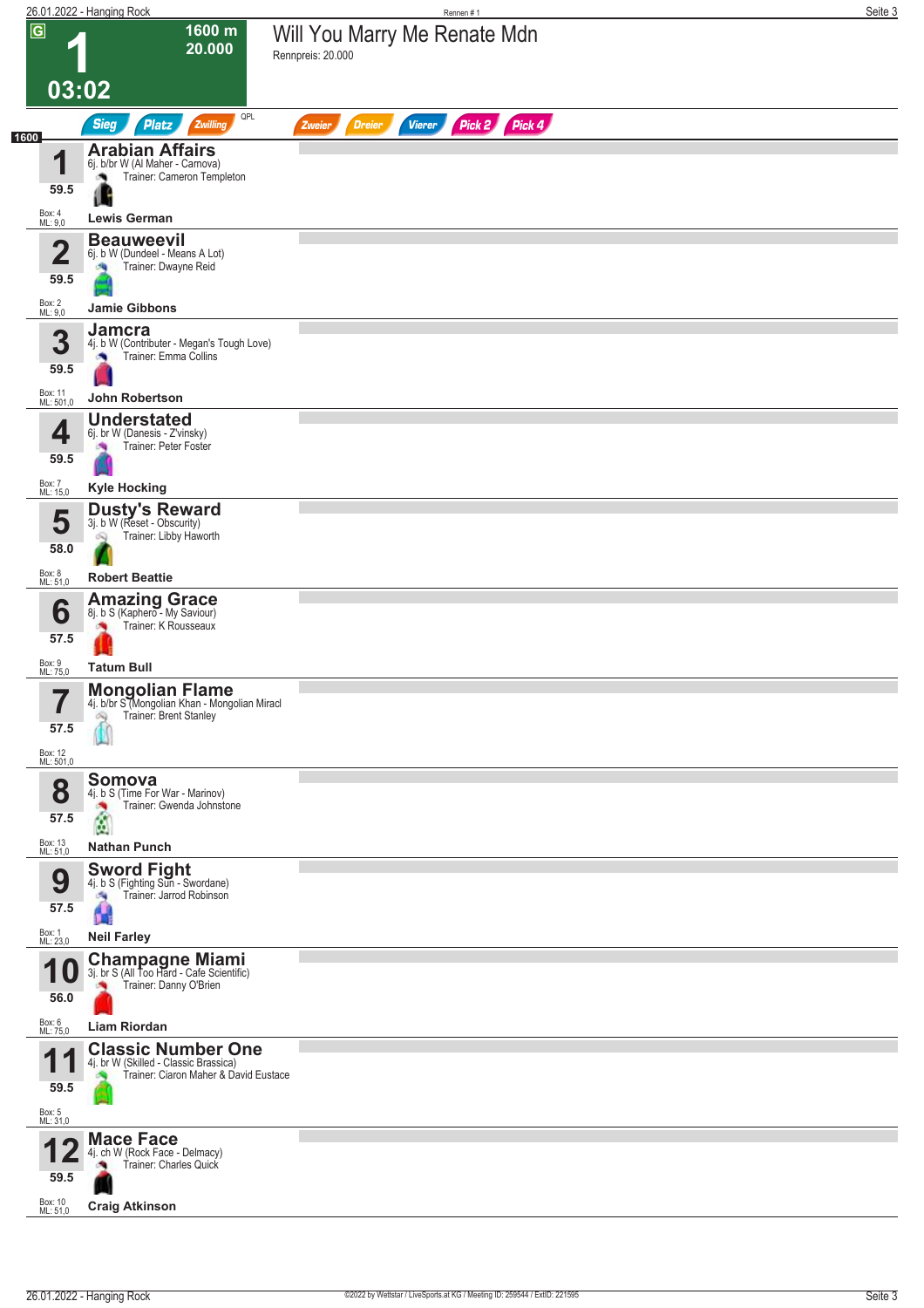# 1

**1600 m**
**20.000**

**03:02**

## Will You Marry Me Renate Mdn

Rennpreis: 20.000

Sieg | Platz | Zwilling | QPL | Zweier | Dreier | Vierer | Pick 2 | Pick 4

**1600**

| Nr. | Gewicht | Pferd | Box | ML |
|---|---|---|---|---|
| 1 | 59.5 | **Arabian Affairs**<br>6j. b/br W (Al Maher - Carnova)<br>Trainer: Cameron Templeton<br>**Lewis German** | 4 | 9,0 |
| 2 | 59.5 | **Beauweevil**<br>6j. b W (Dundeel - Means A Lot)<br>Trainer: Dwayne Reid<br>**Jamie Gibbons** | 2 | 9,0 |
| 3 | 59.5 | **Jamcra**<br>4j. b W (Contributer - Megan's Tough Love)<br>Trainer: Emma Collins<br>**John Robertson** | 11 | 501,0 |
| 4 | 59.5 | **Understated**<br>6j. br W (Danesis - Z'vinsky)<br>Trainer: Peter Foster<br>**Kyle Hocking** | 7 | 15,0 |
| 5 | 58.0 | **Dusty's Reward**<br>3j. b W (Reset - Obscurity)<br>Trainer: Libby Haworth<br>**Robert Beattie** | 8 | 51,0 |
| 6 | 57.5 | **Amazing Grace**<br>8j. b S (Kaphero - My Saviour)<br>Trainer: K Rousseaux<br>**Tatum Bull** | 9 | 75,0 |
| 7 | 57.5 | **Mongolian Flame**<br>4j. b/br S (Mongolian Khan - Mongolian Miracl<br>Trainer: Brent Stanley | 12 | 501,0 |
| 8 | 57.5 | **Somova**<br>4j. b S (Time For War - Marinov)<br>Trainer: Gwenda Johnstone<br>**Nathan Punch** | 13 | 51,0 |
| 9 | 57.5 | **Sword Fight**<br>4j. b S (Fighting Sun - Swordane)<br>Trainer: Jarrod Robinson<br>**Neil Farley** | 1 | 23,0 |
| 10 | 56.0 | **Champagne Miami**<br>3j. br S (All Too Hard - Cafe Scientific)<br>Trainer: Danny O'Brien<br>**Liam Riordan** | 6 | 75,0 |
| 11 | 59.5 | **Classic Number One**<br>4j. br W (Skilled - Classic Brassica)<br>Trainer: Ciaron Maher & David Eustace | 5 | 31,0 |
| 12 | 59.5 | **Mace Face**<br>4j. ch W (Rock Face - Delmacy)<br>Trainer: Charles Quick<br>**Craig Atkinson** | 10 | 51,0 |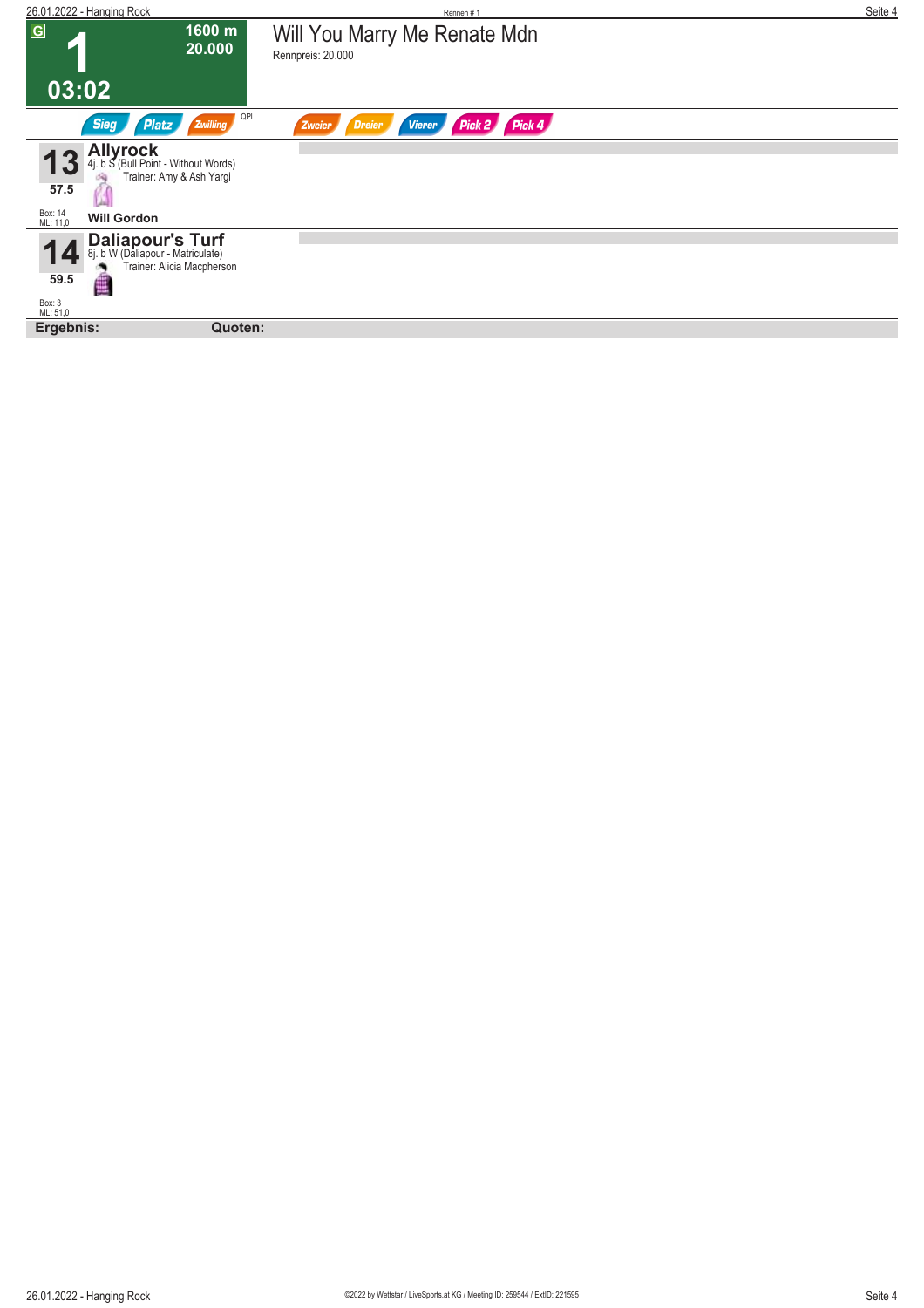# 1 — Will You Marry Me Renate Mdn

G

1600 m
20.000

03:02

Rennpreis: 20.000

Sieg | Platz | Zwilling | QPL | Zweier | Dreier | Vierer | Pick 2 | Pick 4

**13** — **Allyrock**
4j. b S (Bull Point - Without Words)
Trainer: Amy & Ash Yargi
57.5
Box: 14
ML: 11,0
**Will Gordon**

**14** — **Daliapour's Turf**
8j. b W (Daliapour - Matriculate)
Trainer: Alicia Macpherson
59.5
Box: 3
ML: 51,0

**Ergebnis:** **Quoten:**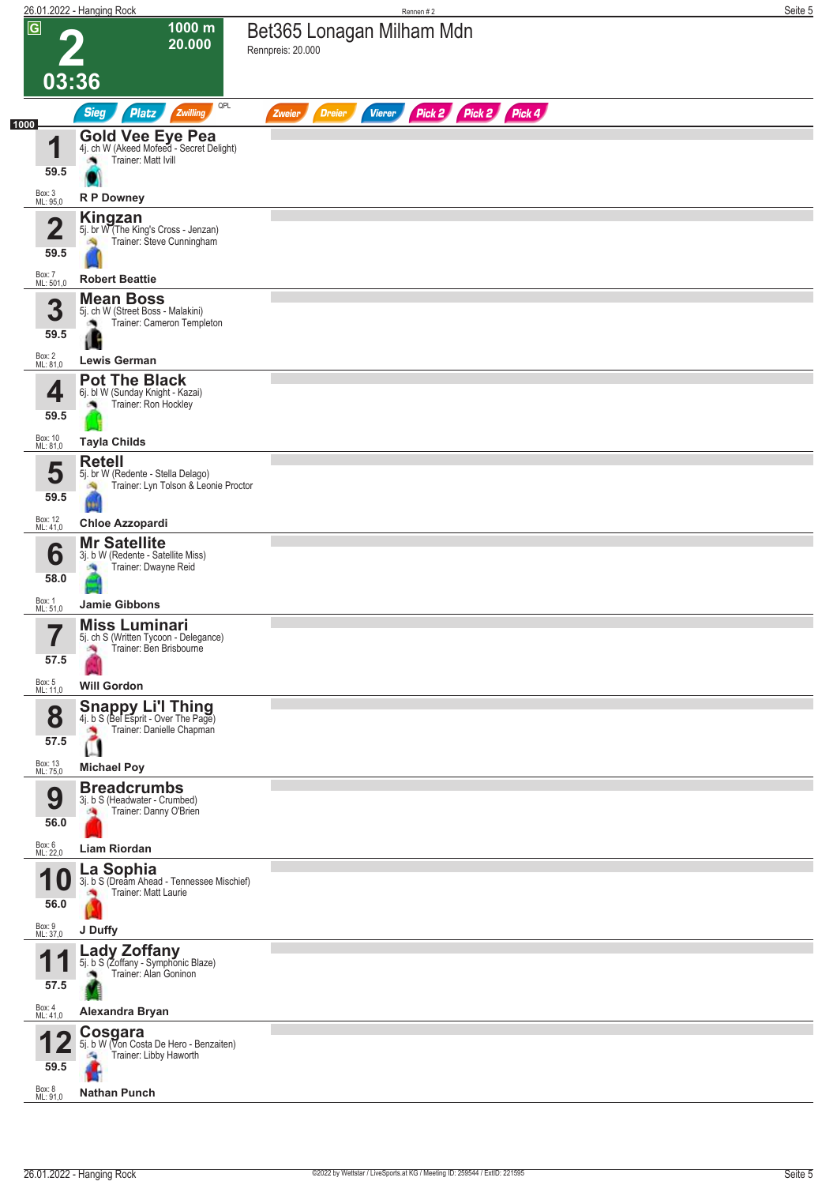# 2 — Bet365 Lonagan Milham Mdn

**G** | 1000 m | 20.000 | 03:36

Rennpreis: 20.000

Sieg | Platz | Zwilling | QPL | Zweier | Dreier | Vierer | Pick 2 | Pick 2 | Pick 4

1000

| Nr. | Gewicht | Pferd | Abstammung | Trainer | Jockey | Box | ML |
|---|---|---|---|---|---|---|---|
| 1 | 59.5 | **Gold Vee Eye Pea** | 4j. ch W (Akeed Mofeed - Secret Delight) | Matt Ivill | R P Downey | 3 | 95,0 |
| 2 | 59.5 | **Kingzan** | 5j. br W (The King's Cross - Jenzan) | Steve Cunningham | Robert Beattie | 7 | 501,0 |
| 3 | 59.5 | **Mean Boss** | 5j. ch W (Street Boss - Malakini) | Cameron Templeton | Lewis German | 2 | 81,0 |
| 4 | 59.5 | **Pot The Black** | 6j. bl W (Sunday Knight - Kazai) | Ron Hockley | Tayla Childs | 10 | 81,0 |
| 5 | 59.5 | **Retell** | 5j. br W (Redente - Stella Delago) | Lyn Tolson & Leonie Proctor | Chloe Azzopardi | 12 | 41,0 |
| 6 | 58.0 | **Mr Satellite** | 3j. b W (Redente - Satellite Miss) | Dwayne Reid | Jamie Gibbons | 1 | 51,0 |
| 7 | 57.5 | **Miss Luminari** | 5j. ch S (Written Tycoon - Delegance) | Ben Brisbourne | Will Gordon | 5 | 11,0 |
| 8 | 57.5 | **Snappy Li'l Thing** | 4j. b S (Bel Esprit - Over The Page) | Danielle Chapman | Michael Poy | 13 | 75,0 |
| 9 | 56.0 | **Breadcrumbs** | 3j. b S (Headwater - Crumbed) | Danny O'Brien | Liam Riordan | 6 | 22,0 |
| 10 | 56.0 | **La Sophia** | 3j. b S (Dream Ahead - Tennessee Mischief) | Matt Laurie | J Duffy | 9 | 37,0 |
| 11 | 57.5 | **Lady Zoffany** | 5j. b S (Zoffany - Symphonic Blaze) | Alan Goninon | Alexandra Bryan | 4 | 41,0 |
| 12 | 59.5 | **Cosgara** | 5j. b W (Von Costa De Hero - Benzaiten) | Libby Haworth | Nathan Punch | 8 | 91,0 |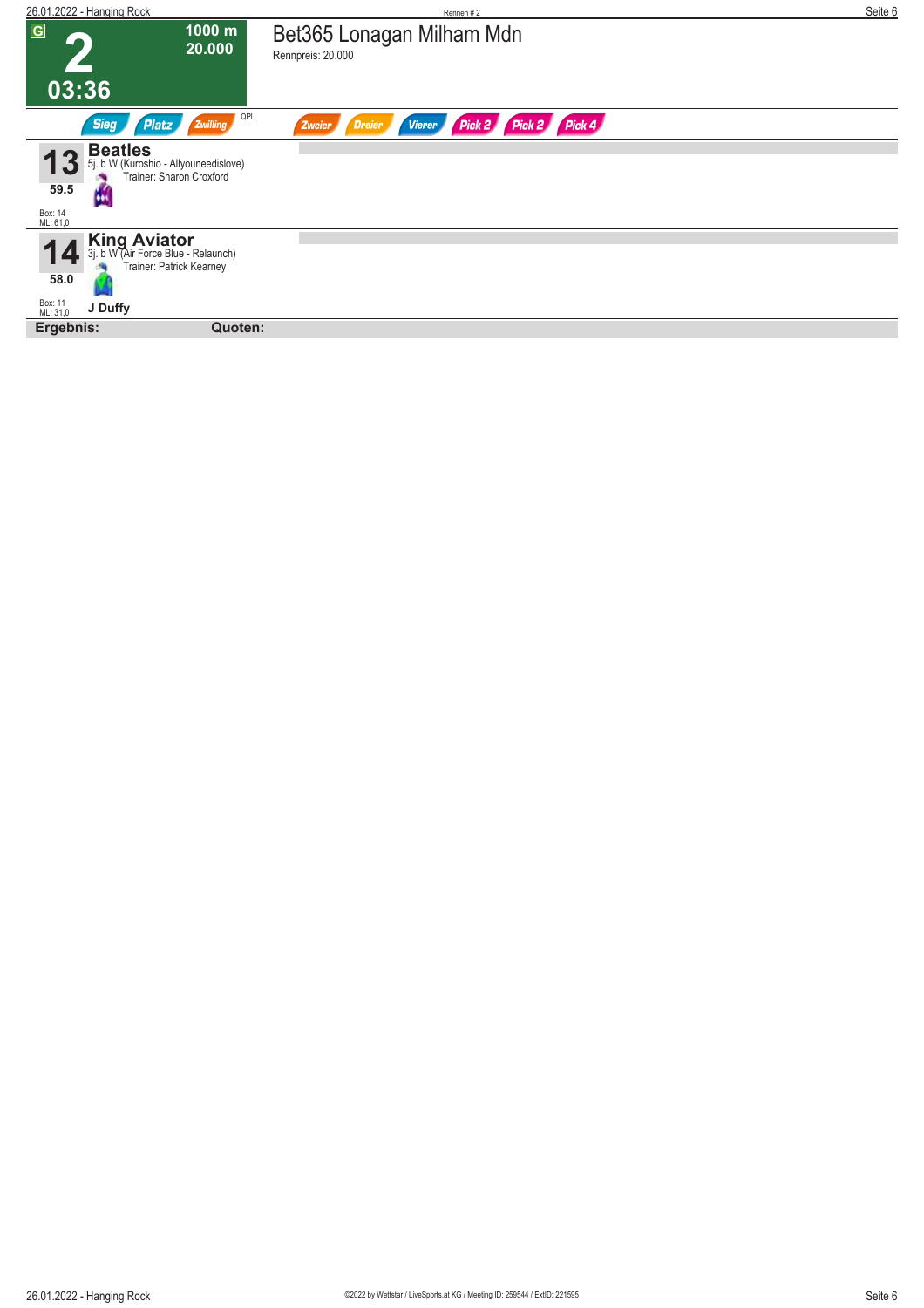G

# 2

1000 m
20.000

03:36

## Bet365 Lonagan Milham Mdn

Rennpreis: 20.000

Sieg Platz Zwilling QPL Zweier Dreier Vierer Pick 2 Pick 2 Pick 4

**13** **Beatles**
5j. b W (Kuroshio - Allyouneedislove)
Trainer: Sharon Croxford
59.5
Box: 14
ML: 61,0

**14** **King Aviator**
3j. b W (Air Force Blue - Relaunch)
Trainer: Patrick Kearney
58.0
Box: 11
ML: 31,0
**J Duffy**

**Ergebnis:** **Quoten:**

©2022 by Wettstar / LiveSports.at KG / Meeting ID: 259544 / ExtID: 221595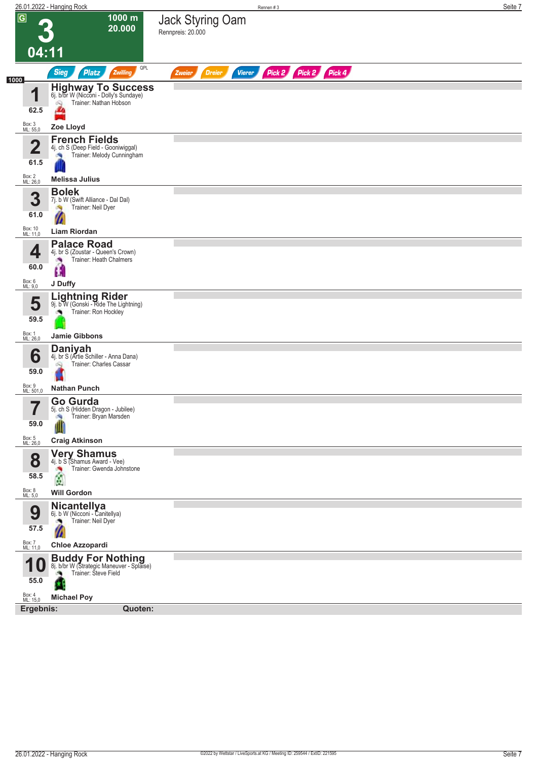# 3 — 04:11

**1000 m — 20.000**

## Jack Styring Oam

Rennpreis: 20.000

Sieg | Platz | Zwilling | QPL | Zweier | Dreier | Vierer | Pick 2 | Pick 2 | Pick 4

1000

| Nr. | Gewicht | Pferd | Box / ML | Jockey |
|---|---|---|---|---|
| 1 | 62.5 | **Highway To Success** 6j. b/br W (Nicconi - Dolly's Sundaye) Trainer: Nathan Hobson | Box: 3 ML: 55,0 | Zoe Lloyd |
| 2 | 61.5 | **French Fields** 4j. ch S (Deep Field - Gooniwiggal) Trainer: Melody Cunningham | Box: 2 ML: 26,0 | Melissa Julius |
| 3 | 61.0 | **Bolek** 7j. b W (Swift Alliance - Dal Dal) Trainer: Neil Dyer | Box: 10 ML: 11,0 | Liam Riordan |
| 4 | 60.0 | **Palace Road** 4j. br S (Zoustar - Queen's Crown) Trainer: Heath Chalmers | Box: 6 ML: 9,0 | J Duffy |
| 5 | 59.5 | **Lightning Rider** 9j. b W (Gonski - Ride The Lightning) Trainer: Ron Hockley | Box: 1 ML: 26,0 | Jamie Gibbons |
| 6 | 59.0 | **Daniyah** 4j. br S (Artie Schiller - Anna Dana) Trainer: Charles Cassar | Box: 9 ML: 501,0 | Nathan Punch |
| 7 | 59.0 | **Go Gurda** 5j. ch S (Hidden Dragon - Jubilee) Trainer: Bryan Marsden | Box: 5 ML: 26,0 | Craig Atkinson |
| 8 | 58.5 | **Very Shamus** 4j. b S (Shamus Award - Vee) Trainer: Gwenda Johnstone | Box: 8 ML: 5,0 | Will Gordon |
| 9 | 57.5 | **Nicantellya** 6j. b W (Nicconi - Canitellya) Trainer: Neil Dyer | Box: 7 ML: 11,0 | Chloe Azzopardi |
| 10 | 55.0 | **Buddy For Nothing** 8j. b/br W (Strategic Maneuver - Splaise) Trainer: Steve Field | Box: 4 ML: 15,0 | Michael Poy |

**Ergebnis:** **Quoten:**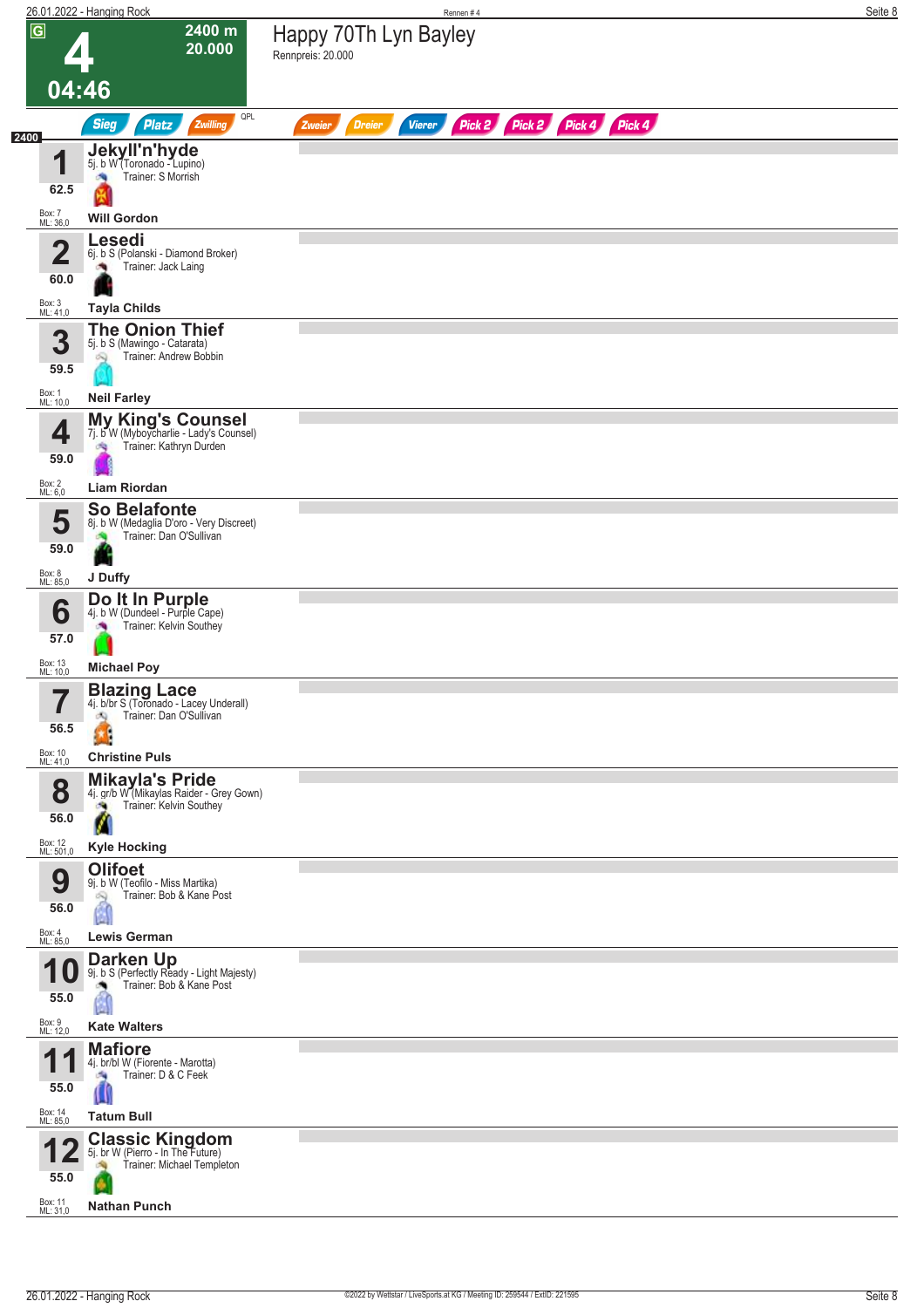**G** **4** — 2400 m — 20.000 — 04:46

# Happy 70Th Lyn Bayley

Rennpreis: 20.000

Sieg | Platz | Zwilling | QPL | Zweier | Dreier | Vierer | Pick 2 | Pick 2 | Pick 4 | Pick 4

2400

| Nr. | Gewicht | Pferd | Details | Trainer | Jockey | Box | ML |
|---|---|---|---|---|---|---|---|
| 1 | 62.5 | **Jekyll'n'hyde** | 5j. b W (Toronado - Lupino) | S Morrish | Will Gordon | 7 | 36,0 |
| 2 | 60.0 | **Lesedi** | 6j. b S (Polanski - Diamond Broker) | Jack Laing | Tayla Childs | 3 | 41,0 |
| 3 | 59.5 | **The Onion Thief** | 5j. b S (Mawingo - Catarata) | Andrew Bobbin | Neil Farley | 1 | 10,0 |
| 4 | 59.0 | **My King's Counsel** | 7j. b W (Myboycharlie - Lady's Counsel) | Kathryn Durden | Liam Riordan | 2 | 6,0 |
| 5 | 59.0 | **So Belafonte** | 8j. b W (Medaglia D'oro - Very Discreet) | Dan O'Sullivan | J Duffy | 8 | 85,0 |
| 6 | 57.0 | **Do It In Purple** | 4j. b W (Dundeel - Purple Cape) | Kelvin Southey | Michael Poy | 13 | 10,0 |
| 7 | 56.5 | **Blazing Lace** | 4j. b/br S (Toronado - Lacey Underall) | Dan O'Sullivan | Christine Puls | 10 | 41,0 |
| 8 | 56.0 | **Mikayla's Pride** | 4j. gr/b W (Mikaylas Raider - Grey Gown) | Kelvin Southey | Kyle Hocking | 12 | 501,0 |
| 9 | 56.0 | **Olifoet** | 9j. b W (Teofilo - Miss Martika) | Bob & Kane Post | Lewis German | 4 | 85,0 |
| 10 | 55.0 | **Darken Up** | 9j. b S (Perfectly Ready - Light Majesty) | Bob & Kane Post | Kate Walters | 9 | 12,0 |
| 11 | 55.0 | **Mafiore** | 4j. br/bl W (Fiorente - Marotta) | D & C Feek | Tatum Bull | 14 | 85,0 |
| 12 | 55.0 | **Classic Kingdom** | 5j. br W (Pierro - In The Future) | Michael Templeton | Nathan Punch | 11 | 31,0 |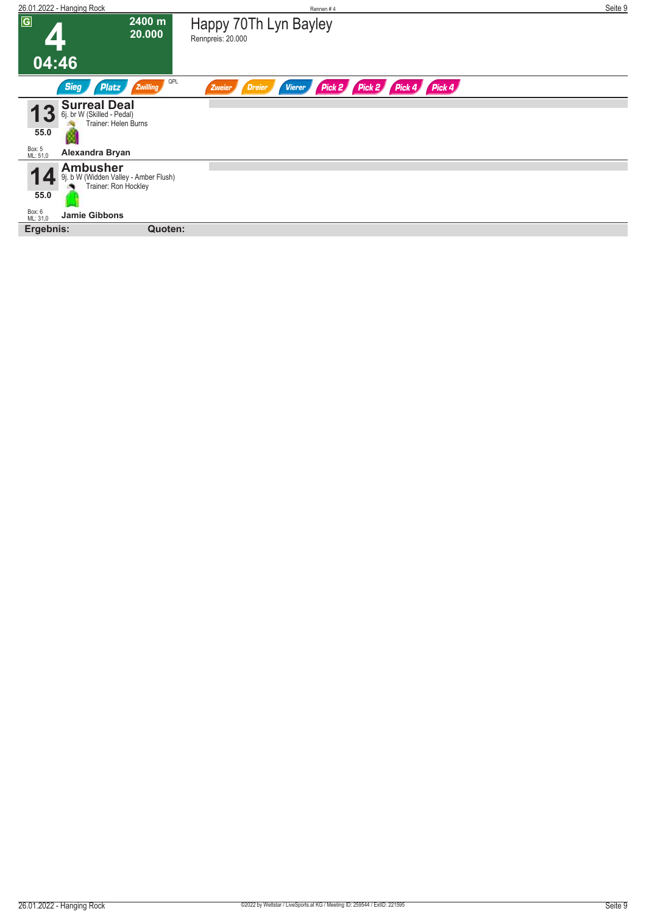# 4

**2400 m**
**20.000**

**04:46**

## Happy 70Th Lyn Bayley

Rennpreis: 20.000

Sieg | Platz | Zwilling | QPL | Zweier | Dreier | Vierer | Pick 2 | Pick 2 | Pick 4 | Pick 4

**13** — **Surreal Deal**
6j. br W (Skilled - Pedal)
Trainer: Helen Burns
55.0
Box: 5
ML: 51,0
**Alexandra Bryan**

**14** — **Ambusher**
9j. b W (Widden Valley - Amber Flush)
Trainer: Ron Hockley
55.0
Box: 6
ML: 31,0
**Jamie Gibbons**

**Ergebnis:** **Quoten:**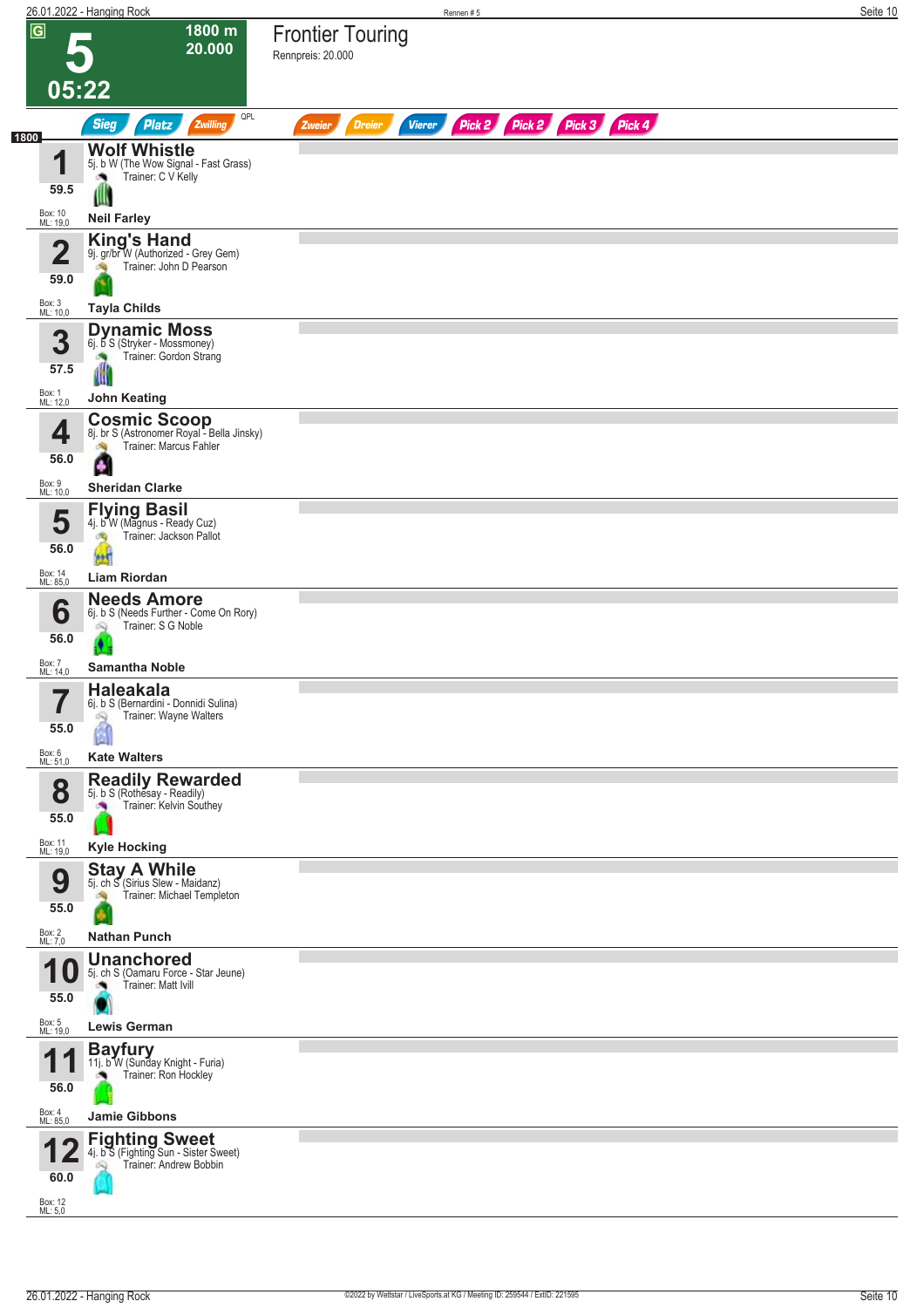# 5 — Frontier Touring

**1800 m — 20.000**

**05:22**

Rennpreis: 20.000

Sieg | Platz | Zwilling | QPL | Zweier | Dreier | Vierer | Pick 2 | Pick 2 | Pick 3 | Pick 4

**1800**

| Nr. | Gewicht | Box | ML | Pferd | Details | Trainer | Jockey |
|---|---|---|---|---|---|---|---|
| 1 | 59.5 | 10 | 19,0 | **Wolf Whistle** | 5j. b W (The Wow Signal - Fast Grass) | C V Kelly | Neil Farley |
| 2 | 59.0 | 3 | 10,0 | **King's Hand** | 9j. gr/br W (Authorized - Grey Gem) | John D Pearson | Tayla Childs |
| 3 | 57.5 | 1 | 12,0 | **Dynamic Moss** | 6j. b S (Stryker - Mossmoney) | Gordon Strang | John Keating |
| 4 | 56.0 | 9 | 10,0 | **Cosmic Scoop** | 8j. br S (Astronomer Royal - Bella Jinsky) | Marcus Fahler | Sheridan Clarke |
| 5 | 56.0 | 14 | 85,0 | **Flying Basil** | 4j. b W (Magnus - Ready Cuz) | Jackson Pallot | Liam Riordan |
| 6 | 56.0 | 7 | 14,0 | **Needs Amore** | 6j. b S (Needs Further - Come On Rory) | S G Noble | Samantha Noble |
| 7 | 55.0 | 6 | 51,0 | **Haleakala** | 6j. b S (Bernardini - Donnidi Sulina) | Wayne Walters | Kate Walters |
| 8 | 55.0 | 11 | 19,0 | **Readily Rewarded** | 5j. b S (Rothesay - Readily) | Kelvin Southey | Kyle Hocking |
| 9 | 55.0 | 2 | 7,0 | **Stay A While** | 5j. ch S (Sirius Slew - Maidanz) | Michael Templeton | Nathan Punch |
| 10 | 55.0 | 5 | 19,0 | **Unanchored** | 5j. ch S (Oamaru Force - Star Jeune) | Matt Ivill | Lewis German |
| 11 | 56.0 | 4 | 85,0 | **Bayfury** | 11j. b W (Sunday Knight - Furia) | Ron Hockley | Jamie Gibbons |
| 12 | 60.0 | 12 | 5,0 | **Fighting Sweet** | 4j. b S (Fighting Sun - Sister Sweet) | Andrew Bobbin | |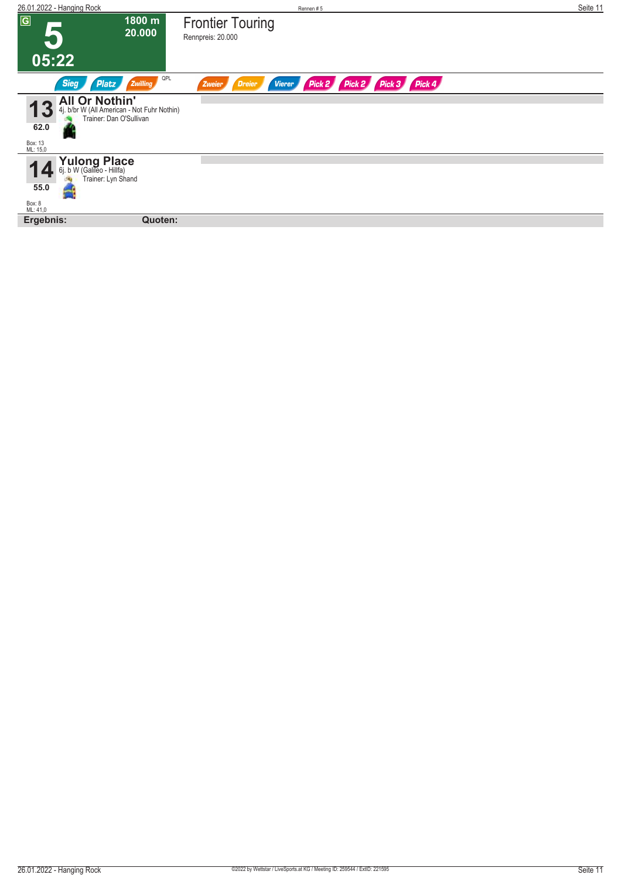G

# 5

1800 m
20.000

05:22

## Frontier Touring

Rennpreis: 20.000

Sieg | Platz | Zwilling | QPL | Zweier | Dreier | Vierer | Pick 2 | Pick 2 | Pick 3 | Pick 4

**13** **All Or Nothin'**
4j. b/br W (All American - Not Fuhr Nothin)
Trainer: Dan O'Sullivan
62.0
Box: 13
ML: 15,0

**14** **Yulong Place**
6j. b W (Galileo - Hillfa)
Trainer: Lyn Shand
55.0
Box: 8
ML: 41,0

**Ergebnis:** **Quoten:**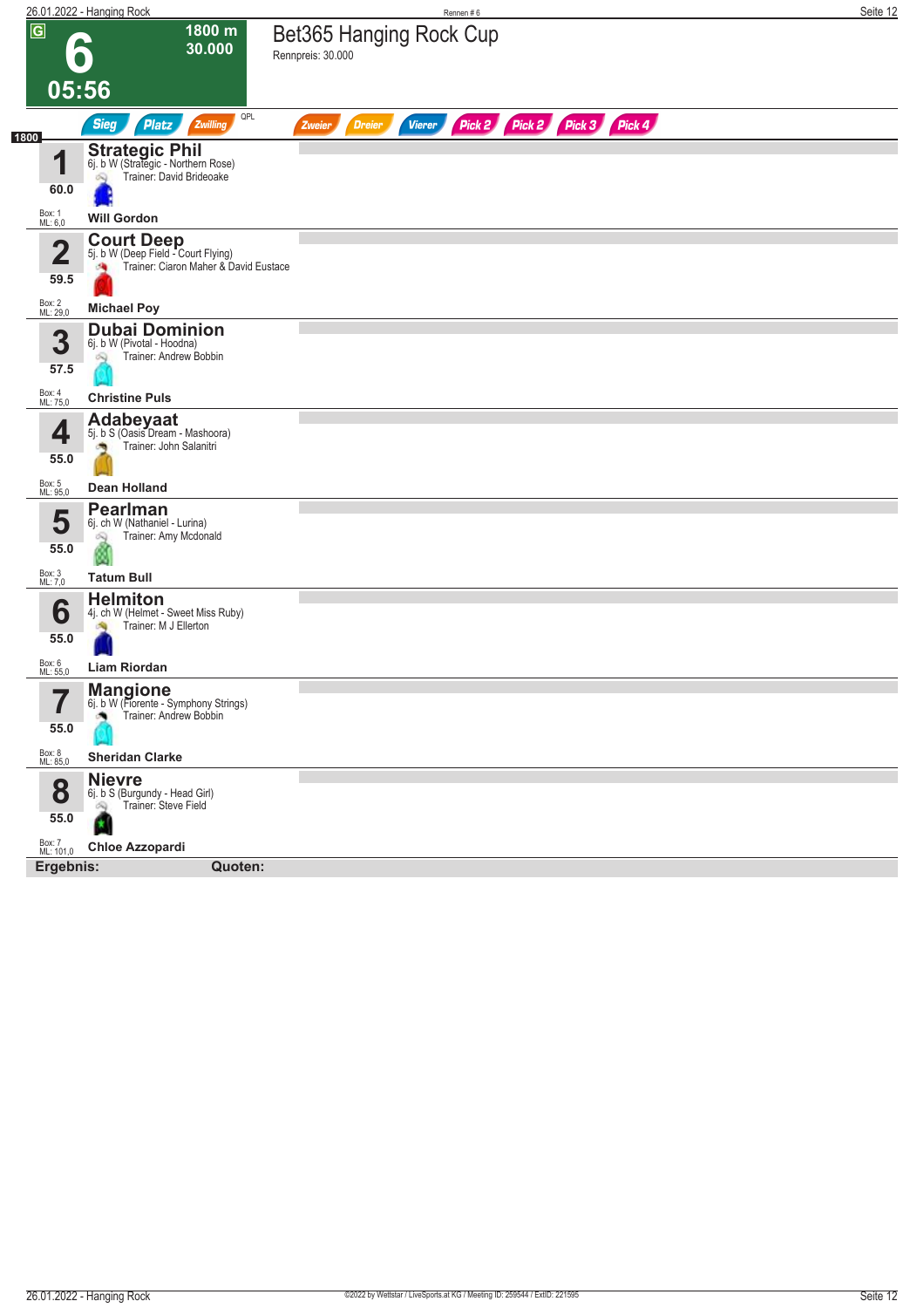# 6 — Bet365 Hanging Rock Cup

**G** | **1800 m** | **30.000** | **05:56**

Rennpreis: 30.000

Sieg | Platz | Zwilling | QPL | Zweier | Dreier | Vierer | Pick 2 | Pick 2 | Pick 3 | Pick 4

**1800**

| Nr. | Gewicht | Pferd | Box / ML | Jockey |
|---|---|---|---|---|
| 1 | 60.0 | **Strategic Phil** — 6j. b W (Strategic - Northern Rose) — Trainer: David Brideoake | Box: 1, ML: 6,0 | **Will Gordon** |
| 2 | 59.5 | **Court Deep** — 5j. b W (Deep Field - Court Flying) — Trainer: Ciaron Maher & David Eustace | Box: 2, ML: 29,0 | **Michael Poy** |
| 3 | 57.5 | **Dubai Dominion** — 6j. b W (Pivotal - Hoodna) — Trainer: Andrew Bobbin | Box: 4, ML: 75,0 | **Christine Puls** |
| 4 | 55.0 | **Adabeyaat** — 5j. b S (Oasis Dream - Mashoora) — Trainer: John Salanitri | Box: 5, ML: 95,0 | **Dean Holland** |
| 5 | 55.0 | **Pearlman** — 6j. ch W (Nathaniel - Lurina) — Trainer: Amy Mcdonald | Box: 3, ML: 7,0 | **Tatum Bull** |
| 6 | 55.0 | **Helmiton** — 4j. ch W (Helmet - Sweet Miss Ruby) — Trainer: M J Ellerton | Box: 6, ML: 55,0 | **Liam Riordan** |
| 7 | 55.0 | **Mangione** — 6j. b W (Fiorente - Symphony Strings) — Trainer: Andrew Bobbin | Box: 8, ML: 85,0 | **Sheridan Clarke** |
| 8 | 55.0 | **Nievre** — 6j. b S (Burgundy - Head Girl) — Trainer: Steve Field | Box: 7, ML: 101,0 | **Chloe Azzopardi** |

**Ergebnis:** **Quoten:**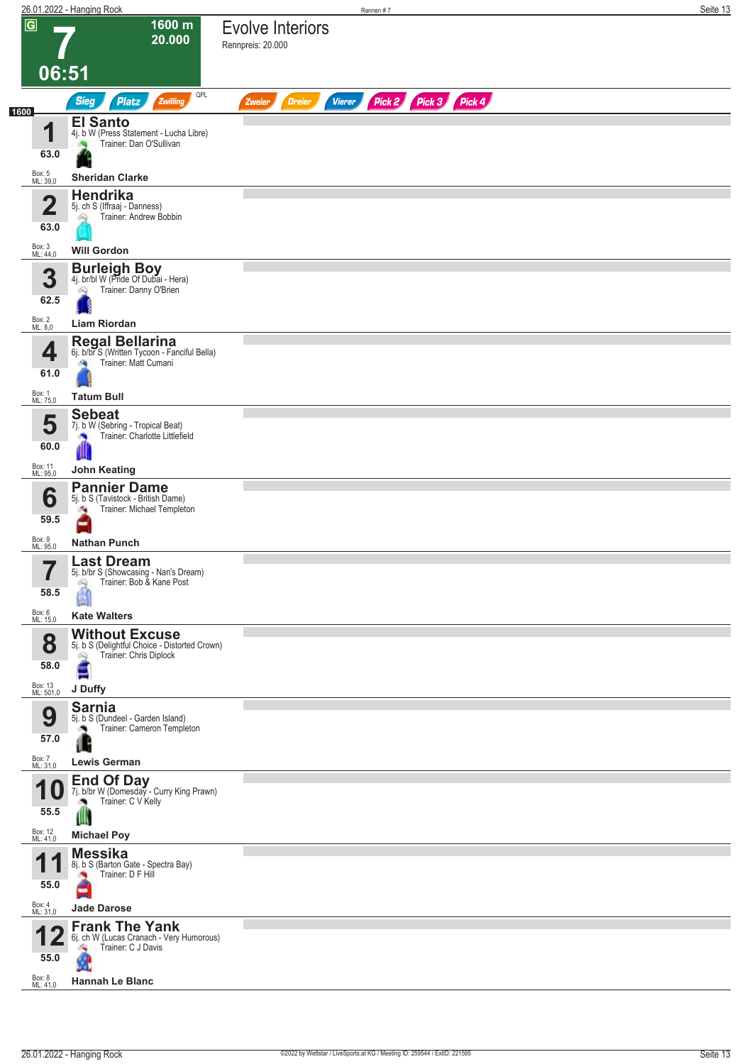# 7 — Evolve Interiors

**G** | 1600 m | 20.000 | 06:51

Rennpreis: 20.000

Sieg | Platz | Zwilling | QPL | Zweier | Dreier | Vierer | Pick 2 | Pick 3 | Pick 4

**1600**

| Nr. | Gewicht | Pferd | Abstammung | Trainer | Jockey | Box | ML |
|---|---|---|---|---|---|---|---|
| 1 | 63.0 | **El Santo** | 4j. b W (Press Statement - Lucha Libre) | Dan O'Sullivan | Sheridan Clarke | 5 | 39,0 |
| 2 | 63.0 | **Hendrika** | 5j. ch S (Iffraaj - Danness) | Andrew Bobbin | Will Gordon | 3 | 44,0 |
| 3 | 62.5 | **Burleigh Boy** | 4j. br/bl W (Pride Of Dubai - Hera) | Danny O'Brien | Liam Riordan | 2 | 8,0 |
| 4 | 61.0 | **Regal Bellarina** | 6j. b/br S (Written Tycoon - Fanciful Bella) | Matt Cumani | Tatum Bull | 1 | 75,0 |
| 5 | 60.0 | **Sebeat** | 7j. b W (Sebring - Tropical Beat) | Charlotte Littlefield | John Keating | 11 | 95,0 |
| 6 | 59.5 | **Pannier Dame** | 5j. b S (Tavistock - British Dame) | Michael Templeton | Nathan Punch | 9 | 95,0 |
| 7 | 58.5 | **Last Dream** | 5j. b/br S (Showcasing - Nan's Dream) | Bob & Kane Post | Kate Walters | 6 | 15,0 |
| 8 | 58.0 | **Without Excuse** | 5j. b S (Delightful Choice - Distorted Crown) | Chris Diplock | J Duffy | 13 | 501,0 |
| 9 | 57.0 | **Sarnia** | 5j. b S (Dundeel - Garden Island) | Cameron Templeton | Lewis German | 7 | 31,0 |
| 10 | 55.5 | **End Of Day** | 7j. b/br W (Domesday - Curry King Prawn) | C V Kelly | Michael Poy | 12 | 41,0 |
| 11 | 55.0 | **Messika** | 8j. b S (Barton Gate - Spectra Bay) | D F Hill | Jade Darose | 4 | 31,0 |
| 12 | 55.0 | **Frank The Yank** | 6j. ch W (Lucas Cranach - Very Humorous) | C J Davis | Hannah Le Blanc | 8 | 41,0 |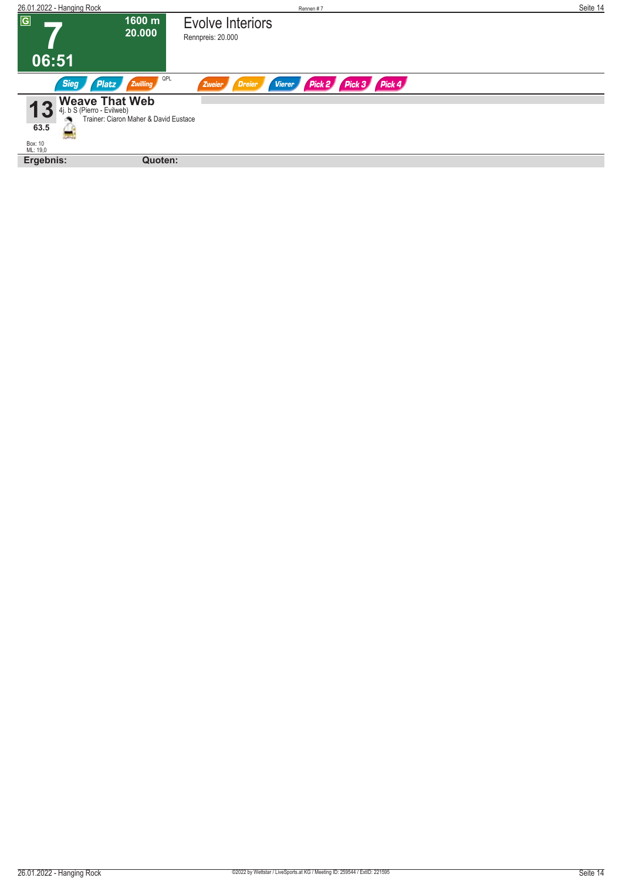G

# 7

1600 m
20.000

06:51

## Evolve Interiors

Rennpreis: 20.000

Sieg Platz Zwilling QPL Zweier Dreier Vierer Pick 2 Pick 3 Pick 4

**13** **Weave That Web**
4j. b S (Pierro - Evilweb)
Trainer: Ciaron Maher & David Eustace

63.5

Box: 10
ML: 19,0

**Ergebnis:** **Quoten:**